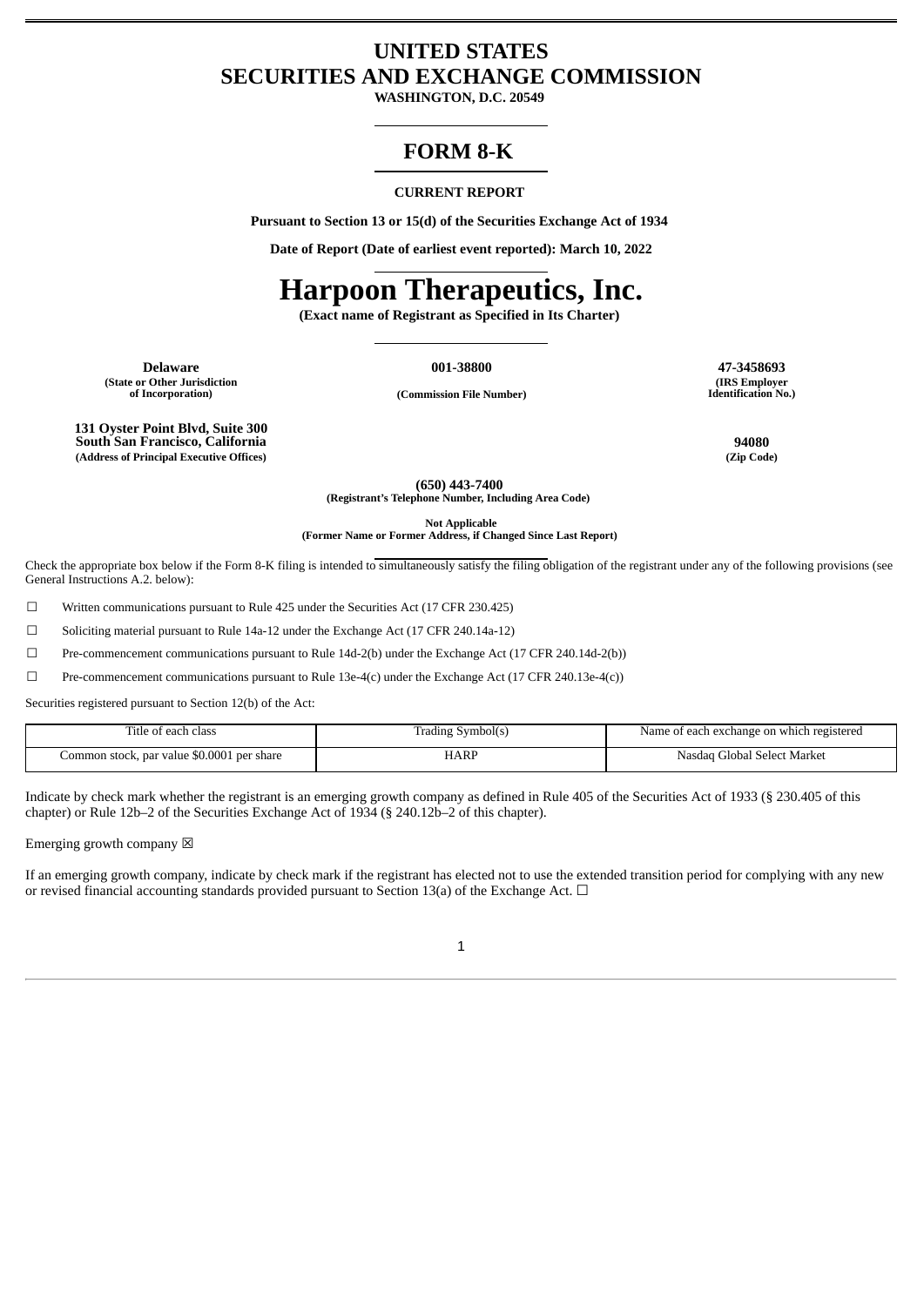# UNITED STATES
# SECURITIES AND EXCHANGE COMMISSION

**WASHINGTON, D.C. 20549**

# FORM 8-K

**CURRENT REPORT**

**Pursuant to Section 13 or 15(d) of the Securities Exchange Act of 1934**

**Date of Report (Date of earliest event reported): March 10, 2022**

# Harpoon Therapeutics, Inc.

**(Exact name of Registrant as Specified in Its Charter)**

| **Delaware** | **001-38800** | **47-3458693** |
|---|---|---|
| **(State or Other Jurisdiction of Incorporation)** | **(Commission File Number)** | **(IRS Employer Identification No.)** |

| **131 Oyster Point Blvd, Suite 300 South San Francisco, California** | **94080** |
|---|---|
| **(Address of Principal Executive Offices)** | **(Zip Code)** |

**(650) 443-7400**
**(Registrant's Telephone Number, Including Area Code)**

**Not Applicable**
**(Former Name or Former Address, if Changed Since Last Report)**

Check the appropriate box below if the Form 8-K filing is intended to simultaneously satisfy the filing obligation of the registrant under any of the following provisions (see General Instructions A.2. below):

☐ Written communications pursuant to Rule 425 under the Securities Act (17 CFR 230.425)

☐ Soliciting material pursuant to Rule 14a-12 under the Exchange Act (17 CFR 240.14a-12)

☐ Pre-commencement communications pursuant to Rule 14d-2(b) under the Exchange Act (17 CFR 240.14d-2(b))

☐ Pre-commencement communications pursuant to Rule 13e-4(c) under the Exchange Act (17 CFR 240.13e-4(c))

Securities registered pursuant to Section 12(b) of the Act:

| Title of each class | Trading Symbol(s) | Name of each exchange on which registered |
|---|---|---|
| Common stock, par value $0.0001 per share | HARP | Nasdaq Global Select Market |

Indicate by check mark whether the registrant is an emerging growth company as defined in Rule 405 of the Securities Act of 1933 (§ 230.405 of this chapter) or Rule 12b–2 of the Securities Exchange Act of 1934 (§ 240.12b–2 of this chapter).

Emerging growth company ☒

If an emerging growth company, indicate by check mark if the registrant has elected not to use the extended transition period for complying with any new or revised financial accounting standards provided pursuant to Section 13(a) of the Exchange Act. ☐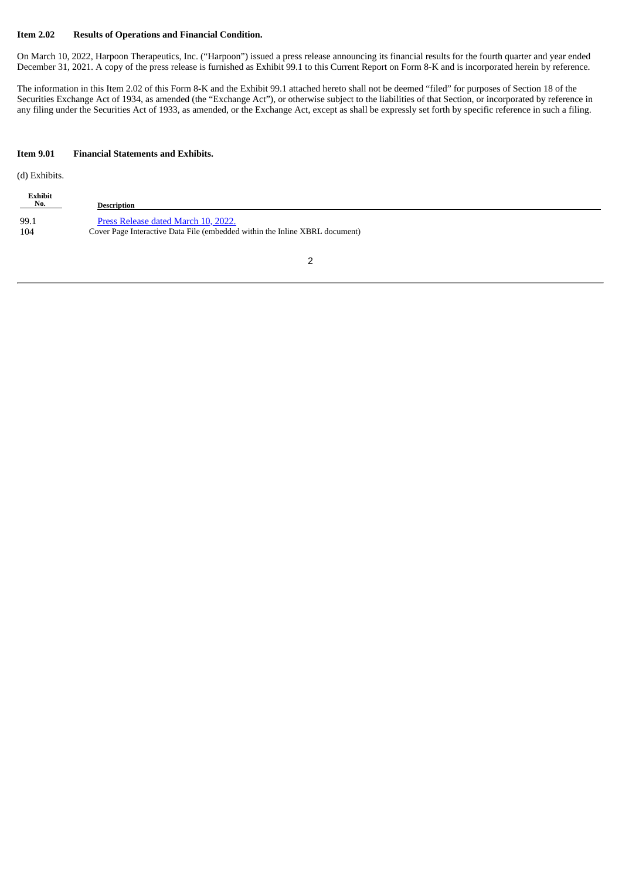**Item 2.02 Results of Operations and Financial Condition.**

On March 10, 2022, Harpoon Therapeutics, Inc. ("Harpoon") issued a press release announcing its financial results for the fourth quarter and year ended December 31, 2021. A copy of the press release is furnished as Exhibit 99.1 to this Current Report on Form 8-K and is incorporated herein by reference.

The information in this Item 2.02 of this Form 8-K and the Exhibit 99.1 attached hereto shall not be deemed "filed" for purposes of Section 18 of the Securities Exchange Act of 1934, as amended (the "Exchange Act"), or otherwise subject to the liabilities of that Section, or incorporated by reference in any filing under the Securities Act of 1933, as amended, or the Exchange Act, except as shall be expressly set forth by specific reference in such a filing.

**Item 9.01 Financial Statements and Exhibits.**

(d) Exhibits.

| Exhibit No. | Description |
|---|---|
| 99.1 | Press Release dated March 10, 2022. |
| 104 | Cover Page Interactive Data File (embedded within the Inline XBRL document) |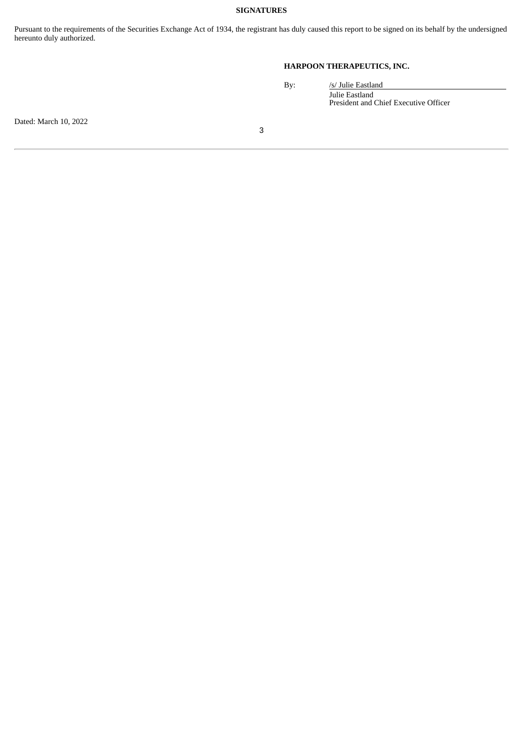**SIGNATURES**

Pursuant to the requirements of the Securities Exchange Act of 1934, the registrant has duly caused this report to be signed on its behalf by the undersigned hereunto duly authorized.

**HARPOON THERAPEUTICS, INC.**

By: /s/ Julie Eastland
Julie Eastland
President and Chief Executive Officer

Dated: March 10, 2022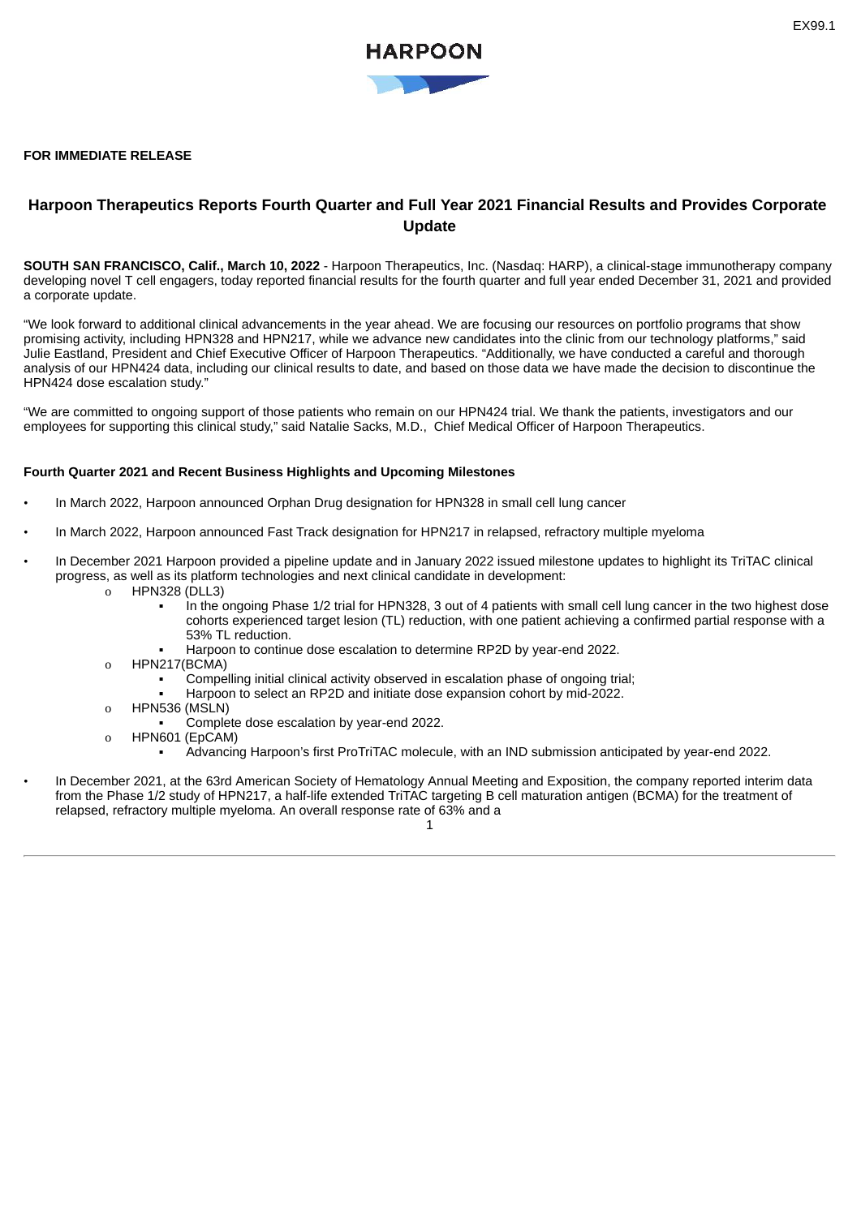EX99.1

HARPOON

**FOR IMMEDIATE RELEASE**

## Harpoon Therapeutics Reports Fourth Quarter and Full Year 2021 Financial Results and Provides Corporate Update

**SOUTH SAN FRANCISCO, Calif., March 10, 2022** - Harpoon Therapeutics, Inc. (Nasdaq: HARP), a clinical-stage immunotherapy company developing novel T cell engagers, today reported financial results for the fourth quarter and full year ended December 31, 2021 and provided a corporate update.

"We look forward to additional clinical advancements in the year ahead. We are focusing our resources on portfolio programs that show promising activity, including HPN328 and HPN217, while we advance new candidates into the clinic from our technology platforms," said Julie Eastland, President and Chief Executive Officer of Harpoon Therapeutics. "Additionally, we have conducted a careful and thorough analysis of our HPN424 data, including our clinical results to date, and based on those data we have made the decision to discontinue the HPN424 dose escalation study."

"We are committed to ongoing support of those patients who remain on our HPN424 trial. We thank the patients, investigators and our employees for supporting this clinical study," said Natalie Sacks, M.D., Chief Medical Officer of Harpoon Therapeutics.

**Fourth Quarter 2021 and Recent Business Highlights and Upcoming Milestones**

- In March 2022, Harpoon announced Orphan Drug designation for HPN328 in small cell lung cancer
- In March 2022, Harpoon announced Fast Track designation for HPN217 in relapsed, refractory multiple myeloma
- In December 2021 Harpoon provided a pipeline update and in January 2022 issued milestone updates to highlight its TriTAC clinical progress, as well as its platform technologies and next clinical candidate in development:
  - HPN328 (DLL3)
    - In the ongoing Phase 1/2 trial for HPN328, 3 out of 4 patients with small cell lung cancer in the two highest dose cohorts experienced target lesion (TL) reduction, with one patient achieving a confirmed partial response with a 53% TL reduction.
    - Harpoon to continue dose escalation to determine RP2D by year-end 2022.
  - HPN217(BCMA)
    - Compelling initial clinical activity observed in escalation phase of ongoing trial;
    - Harpoon to select an RP2D and initiate dose expansion cohort by mid-2022.
  - HPN536 (MSLN)
    - Complete dose escalation by year-end 2022.
  - HPN601 (EpCAM)
    - Advancing Harpoon's first ProTriTAC molecule, with an IND submission anticipated by year-end 2022.
- In December 2021, at the 63rd American Society of Hematology Annual Meeting and Exposition, the company reported interim data from the Phase 1/2 study of HPN217, a half-life extended TriTAC targeting B cell maturation antigen (BCMA) for the treatment of relapsed, refractory multiple myeloma. An overall response rate of 63% and a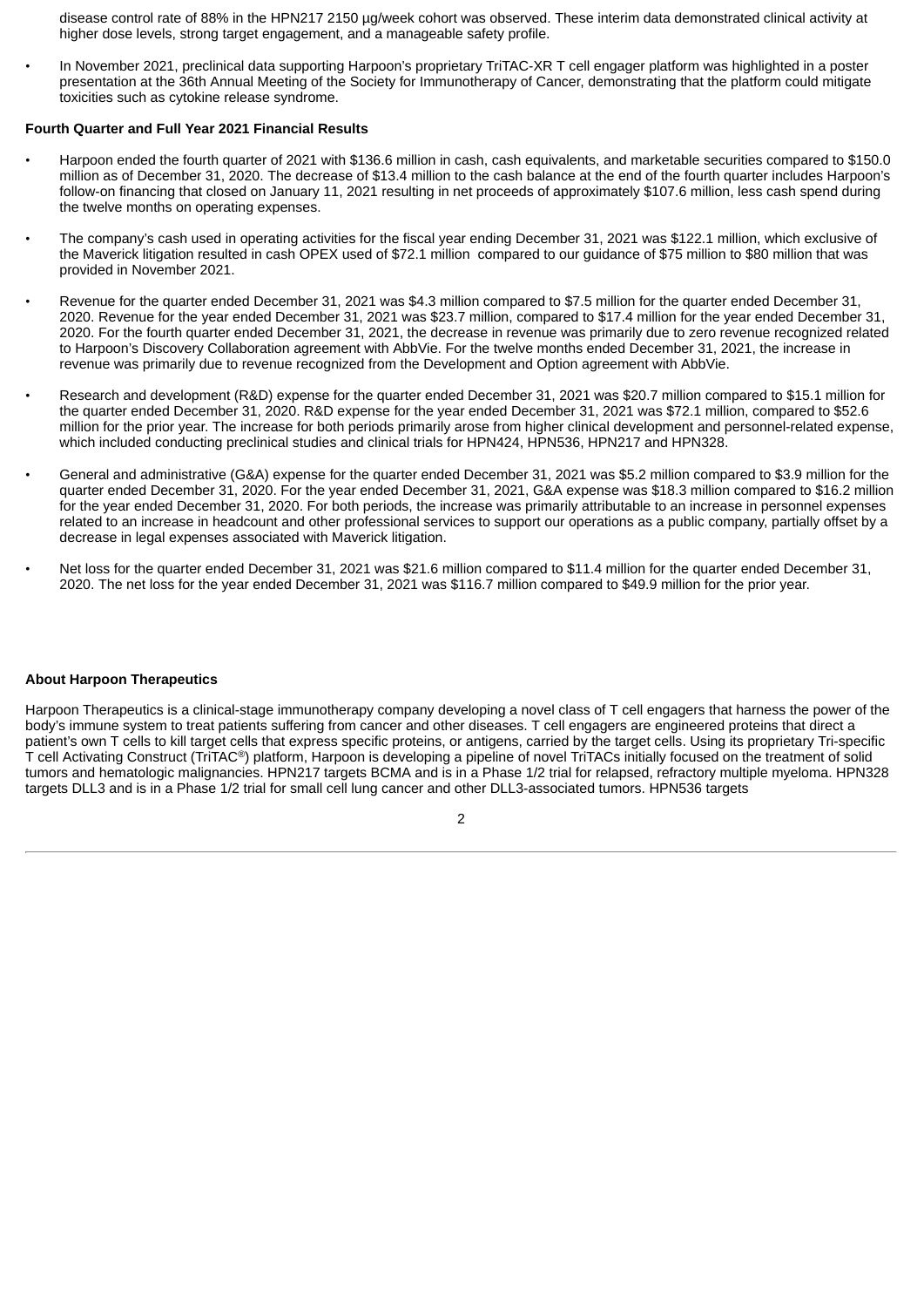disease control rate of 88% in the HPN217 2150 µg/week cohort was observed. These interim data demonstrated clinical activity at higher dose levels, strong target engagement, and a manageable safety profile.

- In November 2021, preclinical data supporting Harpoon's proprietary TriTAC-XR T cell engager platform was highlighted in a poster presentation at the 36th Annual Meeting of the Society for Immunotherapy of Cancer, demonstrating that the platform could mitigate toxicities such as cytokine release syndrome.

**Fourth Quarter and Full Year 2021 Financial Results**

- Harpoon ended the fourth quarter of 2021 with $136.6 million in cash, cash equivalents, and marketable securities compared to $150.0 million as of December 31, 2020. The decrease of $13.4 million to the cash balance at the end of the fourth quarter includes Harpoon's follow-on financing that closed on January 11, 2021 resulting in net proceeds of approximately $107.6 million, less cash spend during the twelve months on operating expenses.

- The company's cash used in operating activities for the fiscal year ending December 31, 2021 was $122.1 million, which exclusive of the Maverick litigation resulted in cash OPEX used of $72.1 million compared to our guidance of $75 million to $80 million that was provided in November 2021.

- Revenue for the quarter ended December 31, 2021 was $4.3 million compared to $7.5 million for the quarter ended December 31, 2020. Revenue for the year ended December 31, 2021 was $23.7 million, compared to $17.4 million for the year ended December 31, 2020. For the fourth quarter ended December 31, 2021, the decrease in revenue was primarily due to zero revenue recognized related to Harpoon's Discovery Collaboration agreement with AbbVie. For the twelve months ended December 31, 2021, the increase in revenue was primarily due to revenue recognized from the Development and Option agreement with AbbVie.

- Research and development (R&D) expense for the quarter ended December 31, 2021 was $20.7 million compared to $15.1 million for the quarter ended December 31, 2020. R&D expense for the year ended December 31, 2021 was $72.1 million, compared to $52.6 million for the prior year. The increase for both periods primarily arose from higher clinical development and personnel-related expense, which included conducting preclinical studies and clinical trials for HPN424, HPN536, HPN217 and HPN328.

- General and administrative (G&A) expense for the quarter ended December 31, 2021 was $5.2 million compared to $3.9 million for the quarter ended December 31, 2020. For the year ended December 31, 2021, G&A expense was $18.3 million compared to $16.2 million for the year ended December 31, 2020. For both periods, the increase was primarily attributable to an increase in personnel expenses related to an increase in headcount and other professional services to support our operations as a public company, partially offset by a decrease in legal expenses associated with Maverick litigation.

- Net loss for the quarter ended December 31, 2021 was $21.6 million compared to $11.4 million for the quarter ended December 31, 2020. The net loss for the year ended December 31, 2021 was $116.7 million compared to $49.9 million for the prior year.

**About Harpoon Therapeutics**

Harpoon Therapeutics is a clinical-stage immunotherapy company developing a novel class of T cell engagers that harness the power of the body's immune system to treat patients suffering from cancer and other diseases. T cell engagers are engineered proteins that direct a patient's own T cells to kill target cells that express specific proteins, or antigens, carried by the target cells. Using its proprietary Tri-specific T cell Activating Construct (TriTAC®) platform, Harpoon is developing a pipeline of novel TriTACs initially focused on the treatment of solid tumors and hematologic malignancies. HPN217 targets BCMA and is in a Phase 1/2 trial for relapsed, refractory multiple myeloma. HPN328 targets DLL3 and is in a Phase 1/2 trial for small cell lung cancer and other DLL3-associated tumors. HPN536 targets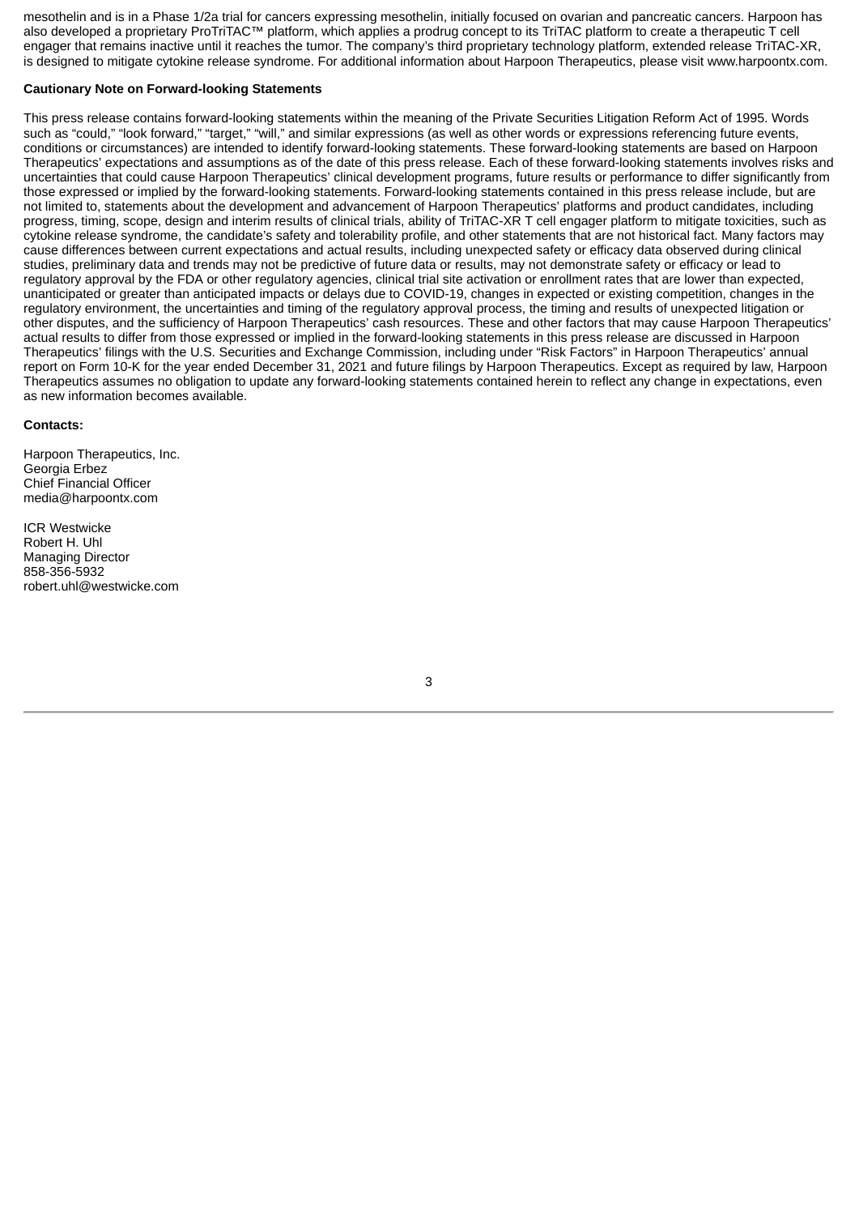mesothelin and is in a Phase 1/2a trial for cancers expressing mesothelin, initially focused on ovarian and pancreatic cancers. Harpoon has also developed a proprietary ProTriTAC™ platform, which applies a prodrug concept to its TriTAC platform to create a therapeutic T cell engager that remains inactive until it reaches the tumor. The company's third proprietary technology platform, extended release TriTAC-XR, is designed to mitigate cytokine release syndrome. For additional information about Harpoon Therapeutics, please visit www.harpoontx.com.

**Cautionary Note on Forward-looking Statements**

This press release contains forward-looking statements within the meaning of the Private Securities Litigation Reform Act of 1995. Words such as "could," "look forward," "target," "will," and similar expressions (as well as other words or expressions referencing future events, conditions or circumstances) are intended to identify forward-looking statements. These forward-looking statements are based on Harpoon Therapeutics' expectations and assumptions as of the date of this press release. Each of these forward-looking statements involves risks and uncertainties that could cause Harpoon Therapeutics' clinical development programs, future results or performance to differ significantly from those expressed or implied by the forward-looking statements. Forward-looking statements contained in this press release include, but are not limited to, statements about the development and advancement of Harpoon Therapeutics' platforms and product candidates, including progress, timing, scope, design and interim results of clinical trials, ability of TriTAC-XR T cell engager platform to mitigate toxicities, such as cytokine release syndrome, the candidate's safety and tolerability profile, and other statements that are not historical fact. Many factors may cause differences between current expectations and actual results, including unexpected safety or efficacy data observed during clinical studies, preliminary data and trends may not be predictive of future data or results, may not demonstrate safety or efficacy or lead to regulatory approval by the FDA or other regulatory agencies, clinical trial site activation or enrollment rates that are lower than expected, unanticipated or greater than anticipated impacts or delays due to COVID-19, changes in expected or existing competition, changes in the regulatory environment, the uncertainties and timing of the regulatory approval process, the timing and results of unexpected litigation or other disputes, and the sufficiency of Harpoon Therapeutics' cash resources. These and other factors that may cause Harpoon Therapeutics' actual results to differ from those expressed or implied in the forward-looking statements in this press release are discussed in Harpoon Therapeutics' filings with the U.S. Securities and Exchange Commission, including under "Risk Factors" in Harpoon Therapeutics' annual report on Form 10-K for the year ended December 31, 2021 and future filings by Harpoon Therapeutics. Except as required by law, Harpoon Therapeutics assumes no obligation to update any forward-looking statements contained herein to reflect any change in expectations, even as new information becomes available.

**Contacts:**

Harpoon Therapeutics, Inc.
Georgia Erbez
Chief Financial Officer
media@harpoontx.com

ICR Westwicke
Robert H. Uhl
Managing Director
858-356-5932
robert.uhl@westwicke.com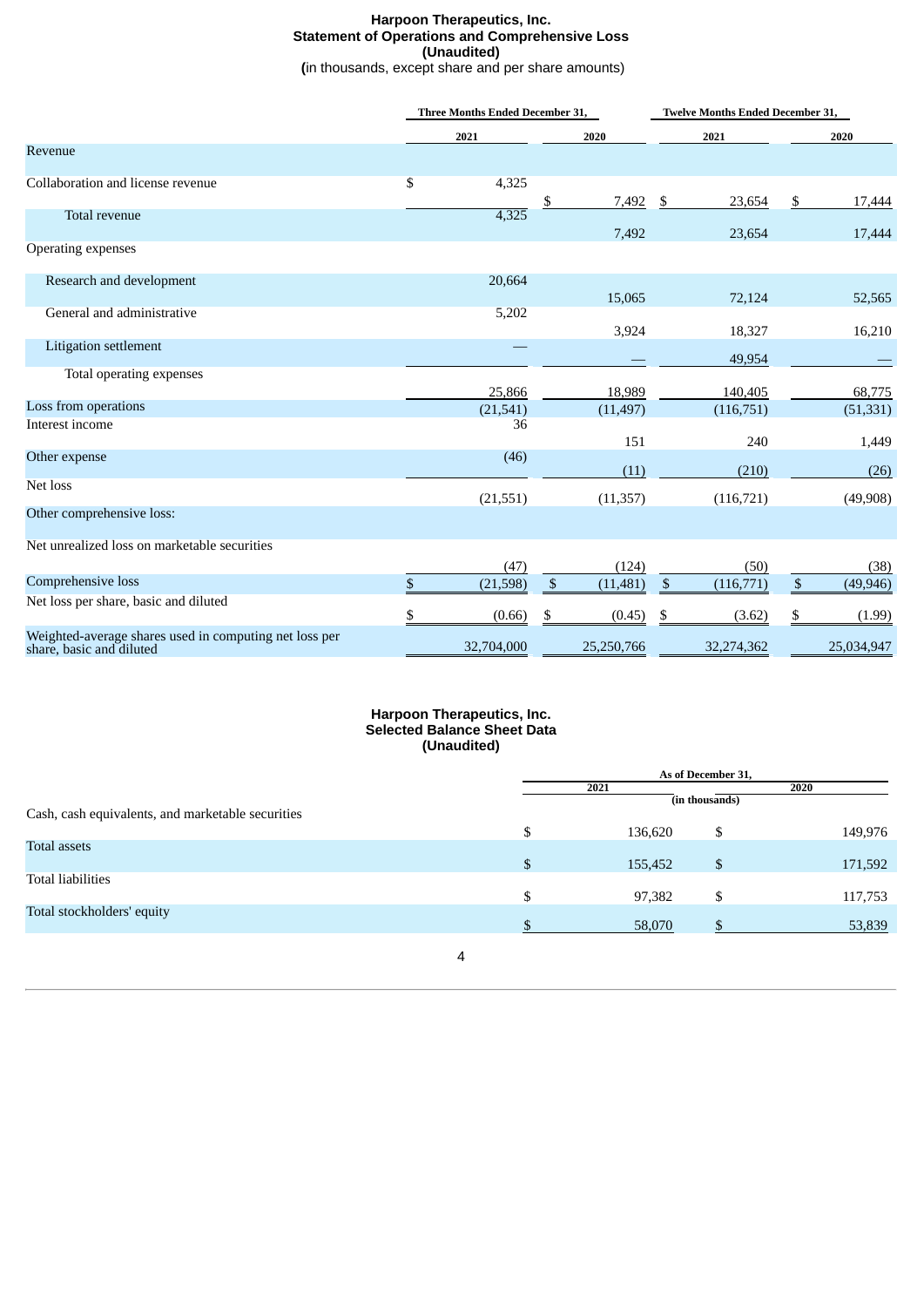**Harpoon Therapeutics, Inc.**
**Statement of Operations and Comprehensive Loss**
**(Unaudited)**
**(**in thousands, except share and per share amounts)

| | Three Months Ended December 31, | | Twelve Months Ended December 31, | |
|---|---|---|---|---|
| | 2021 | 2020 | 2021 | 2020 |
| Revenue | | | | |
| Collaboration and license revenue | $ 4,325 | $ 7,492 | $ 23,654 | $ 17,444 |
| Total revenue | 4,325 | 7,492 | 23,654 | 17,444 |
| Operating expenses | | | | |
| Research and development | 20,664 | 15,065 | 72,124 | 52,565 |
| General and administrative | 5,202 | 3,924 | 18,327 | 16,210 |
| Litigation settlement | — | — | 49,954 | — |
| Total operating expenses | 25,866 | 18,989 | 140,405 | 68,775 |
| Loss from operations | (21,541) | (11,497) | (116,751) | (51,331) |
| Interest income | 36 | 151 | 240 | 1,449 |
| Other expense | (46) | (11) | (210) | (26) |
| Net loss | (21,551) | (11,357) | (116,721) | (49,908) |
| Other comprehensive loss: | | | | |
| Net unrealized loss on marketable securities | (47) | (124) | (50) | (38) |
| Comprehensive loss | $ (21,598) | $ (11,481) | $ (116,771) | $ (49,946) |
| Net loss per share, basic and diluted | $ (0.66) | $ (0.45) | $ (3.62) | $ (1.99) |
| Weighted-average shares used in computing net loss per share, basic and diluted | 32,704,000 | 25,250,766 | 32,274,362 | 25,034,947 |

**Harpoon Therapeutics, Inc.**
**Selected Balance Sheet Data**
**(Unaudited)**

| | As of December 31, | |
|---|---|---|
| | 2021 | 2020 |
| | (in thousands) | |
| Cash, cash equivalents, and marketable securities | $ 136,620 | $ 149,976 |
| Total assets | $ 155,452 | $ 171,592 |
| Total liabilities | $ 97,382 | $ 117,753 |
| Total stockholders' equity | $ 58,070 | $ 53,839 |